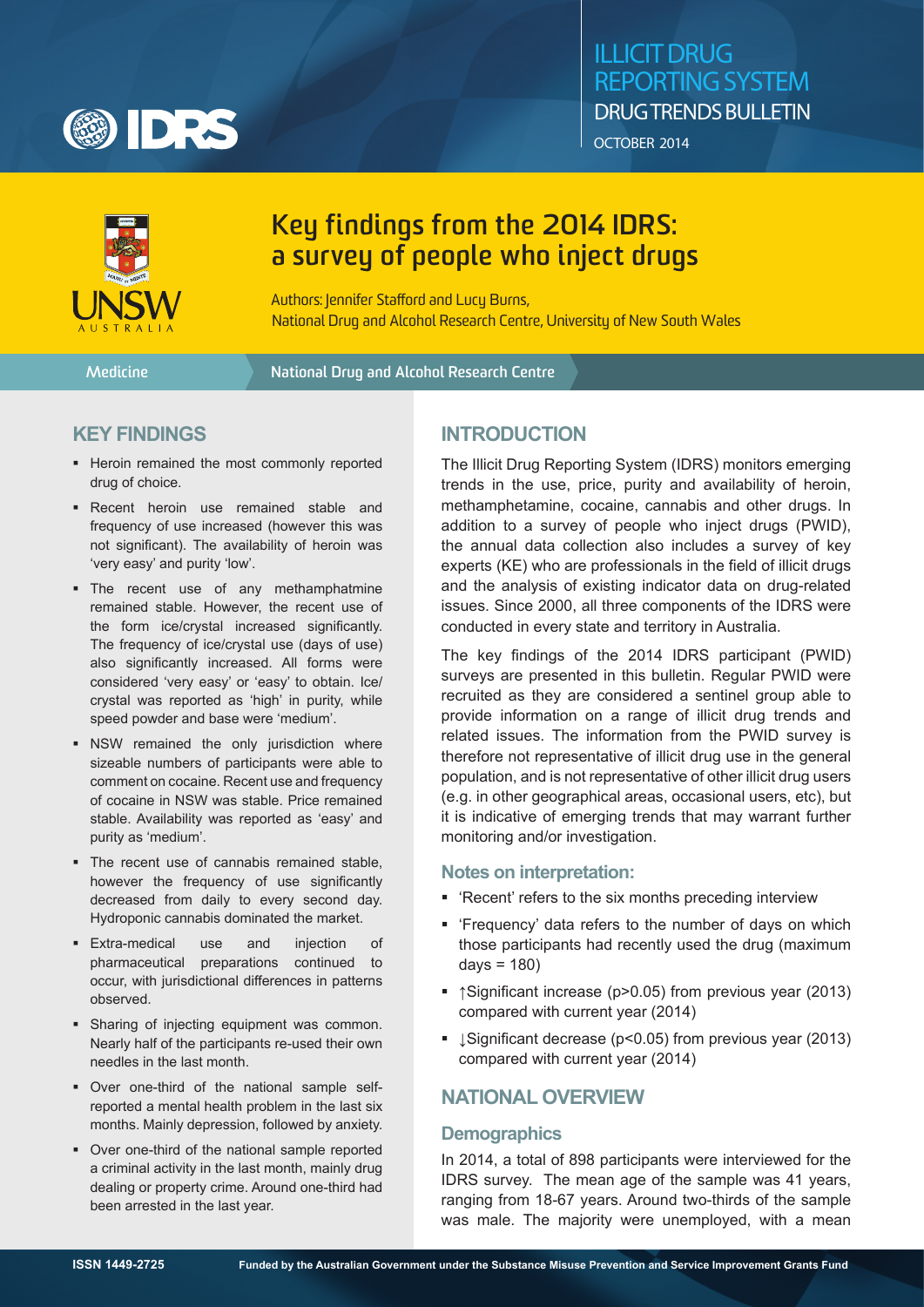# ILLICIT DRUG REPORTING SYSTEM

DRUG TRENDS BULLETIN

OCTOBER 2014

# Key findings from the 2014 IDRS: a survey of people who inject drugs

Authors: Jennifer Stafford and Lucy Burns,
National Drug and Alcohol Research Centre, University of New South Wales

Medicine | National Drug and Alcohol Research Centre

## KEY FINDINGS

- Heroin remained the most commonly reported drug of choice.
- Recent heroin use remained stable and frequency of use increased (however this was not significant). The availability of heroin was 'very easy' and purity 'low'.
- The recent use of any methamphatmine remained stable. However, the recent use of the form ice/crystal increased significantly. The frequency of ice/crystal use (days of use) also significantly increased. All forms were considered 'very easy' or 'easy' to obtain. Ice/crystal was reported as 'high' in purity, while speed powder and base were 'medium'.
- NSW remained the only jurisdiction where sizeable numbers of participants were able to comment on cocaine. Recent use and frequency of cocaine in NSW was stable. Price remained stable. Availability was reported as 'easy' and purity as 'medium'.
- The recent use of cannabis remained stable, however the frequency of use significantly decreased from daily to every second day. Hydroponic cannabis dominated the market.
- Extra-medical use and injection of pharmaceutical preparations continued to occur, with jurisdictional differences in patterns observed.
- Sharing of injecting equipment was common. Nearly half of the participants re-used their own needles in the last month.
- Over one-third of the national sample self-reported a mental health problem in the last six months. Mainly depression, followed by anxiety.
- Over one-third of the national sample reported a criminal activity in the last month, mainly drug dealing or property crime. Around one-third had been arrested in the last year.

## INTRODUCTION

The Illicit Drug Reporting System (IDRS) monitors emerging trends in the use, price, purity and availability of heroin, methamphetamine, cocaine, cannabis and other drugs. In addition to a survey of people who inject drugs (PWID), the annual data collection also includes a survey of key experts (KE) who are professionals in the field of illicit drugs and the analysis of existing indicator data on drug-related issues. Since 2000, all three components of the IDRS were conducted in every state and territory in Australia.

The key findings of the 2014 IDRS participant (PWID) surveys are presented in this bulletin. Regular PWID were recruited as they are considered a sentinel group able to provide information on a range of illicit drug trends and related issues. The information from the PWID survey is therefore not representative of illicit drug use in the general population, and is not representative of other illicit drug users (e.g. in other geographical areas, occasional users, etc), but it is indicative of emerging trends that may warrant further monitoring and/or investigation.

### Notes on interpretation:

- 'Recent' refers to the six months preceding interview
- 'Frequency' data refers to the number of days on which those participants had recently used the drug (maximum days = 180)
- ↑Significant increase ($p>0.05$) from previous year (2013) compared with current year (2014)
- ↓Significant decrease ($p<0.05$) from previous year (2013) compared with current year (2014)

## NATIONAL OVERVIEW

### Demographics

In 2014, a total of 898 participants were interviewed for the IDRS survey. The mean age of the sample was 41 years, ranging from 18-67 years. Around two-thirds of the sample was male. The majority were unemployed, with a mean

ISSN 1449-2725

Funded by the Australian Government under the Substance Misuse Prevention and Service Improvement Grants Fund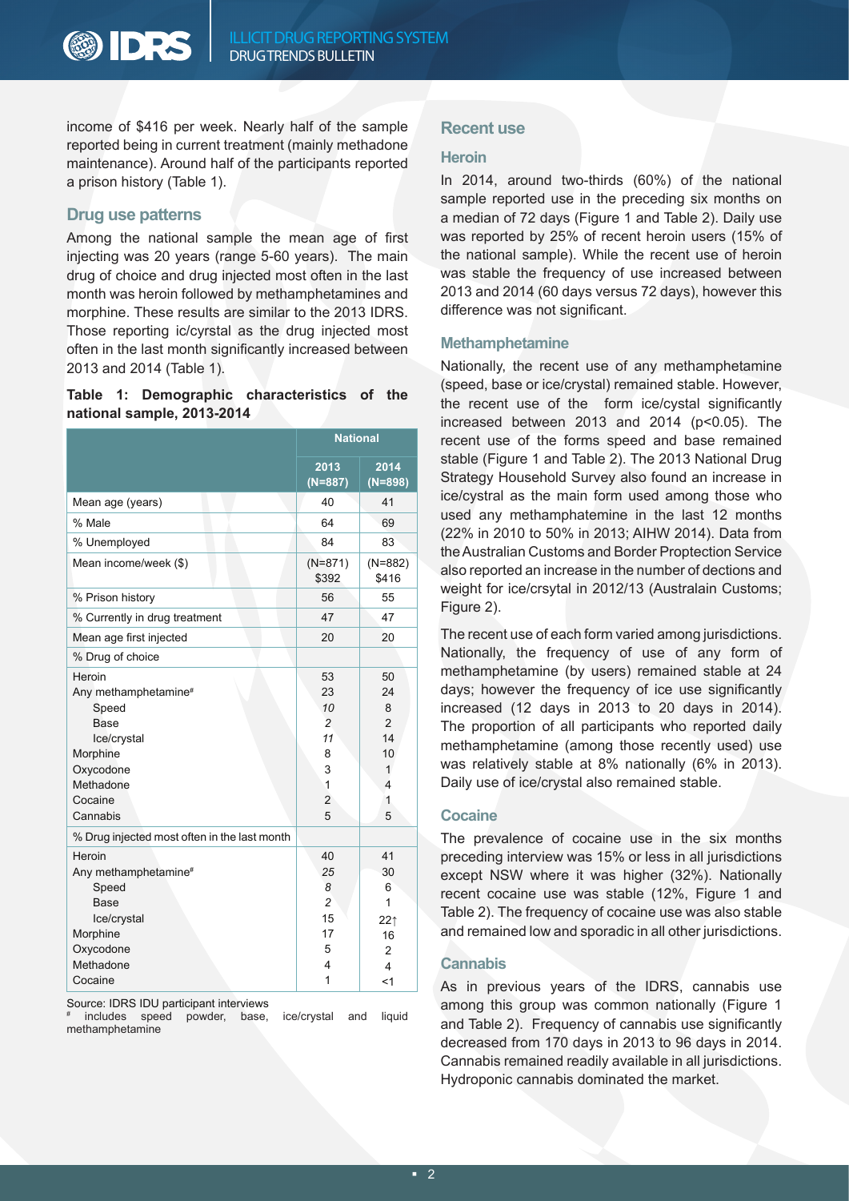income of $416 per week. Nearly half of the sample reported being in current treatment (mainly methadone maintenance). Around half of the participants reported a prison history (Table 1).

## Drug use patterns

Among the national sample the mean age of first injecting was 20 years (range 5-60 years). The main drug of choice and drug injected most often in the last month was heroin followed by methamphetamines and morphine. These results are similar to the 2013 IDRS. Those reporting ic/cyrstal as the drug injected most often in the last month significantly increased between 2013 and 2014 (Table 1).

**Table 1: Demographic characteristics of the national sample, 2013-2014**

| | National | |
|---|---|---|
| | 2013 (N=887) | 2014 (N=898) |
| Mean age (years) | 40 | 41 |
| % Male | 64 | 69 |
| % Unemployed | 84 | 83 |
| Mean income/week ($) | (N=871) $392 | (N=882) $416 |
| % Prison history | 56 | 55 |
| % Currently in drug treatment | 47 | 47 |
| Mean age first injected | 20 | 20 |
| % Drug of choice | | |
| Heroin | 53 | 50 |
| Any methamphetamine[#] | 23 | 24 |
| Speed | *10* | 8 |
| Base | *2* | 2 |
| Ice/crystal | *11* | 14 |
| Morphine | 8 | 10 |
| Oxycodone | 3 | 1 |
| Methadone | 1 | 4 |
| Cocaine | 2 | 1 |
| Cannabis | 5 | 5 |
| % Drug injected most often in the last month | | |
| Heroin | 40 | 41 |
| Any methamphetamine[#] | *25* | 30 |
| Speed | *8* | 6 |
| Base | *2* | 1 |
| Ice/crystal | 15 | 22↑ |
| Morphine | 17 | 16 |
| Oxycodone | 5 | 2 |
| Methadone | 4 | 4 |
| Cocaine | 1 | <1 |

Source: IDRS IDU participant interviews
[#] includes speed powder, base, ice/crystal and liquid methamphetamine

## Recent use

### Heroin

In 2014, around two-thirds (60%) of the national sample reported use in the preceding six months on a median of 72 days (Figure 1 and Table 2). Daily use was reported by 25% of recent heroin users (15% of the national sample). While the recent use of heroin was stable the frequency of use increased between 2013 and 2014 (60 days versus 72 days), however this difference was not significant.

### Methamphetamine

Nationally, the recent use of any methamphetamine (speed, base or ice/crystal) remained stable. However, the recent use of the form ice/cystal significantly increased between 2013 and 2014 ($p<0.05$). The recent use of the forms speed and base remained stable (Figure 1 and Table 2). The 2013 National Drug Strategy Household Survey also found an increase in ice/crystal as the main form used among those who used any methamphetemine in the last 12 months (22% in 2010 to 50% in 2013; AIHW 2014). Data from the Australian Customs and Border Proptection Service also reported an increase in the number of dections and weight for ice/crsytal in 2012/13 (Australain Customs; Figure 2).

The recent use of each form varied among jurisdictions. Nationally, the frequency of use of any form of methamphetamine (by users) remained stable at 24 days; however the frequency of ice use significantly increased (12 days in 2013 to 20 days in 2014). The proportion of all participants who reported daily methamphetamine (among those recently used) use was relatively stable at 8% nationally (6% in 2013). Daily use of ice/crystal also remained stable.

### Cocaine

The prevalence of cocaine use in the six months preceding interview was 15% or less in all jurisdictions except NSW where it was higher (32%). Nationally recent cocaine use was stable (12%, Figure 1 and Table 2). The frequency of cocaine use was also stable and remained low and sporadic in all other jurisdictions.

### Cannabis

As in previous years of the IDRS, cannabis use among this group was common nationally (Figure 1 and Table 2). Frequency of cannabis use significantly decreased from 170 days in 2013 to 96 days in 2014. Cannabis remained readily available in all jurisdictions. Hydroponic cannabis dominated the market.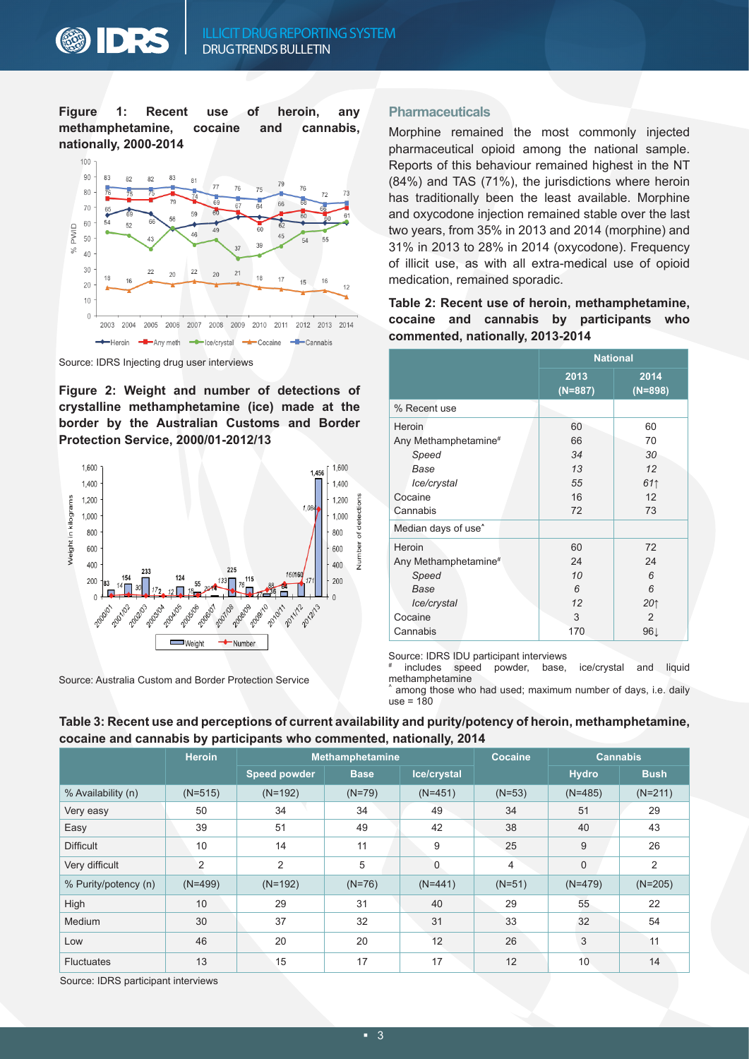**Figure 1: Recent use of heroin, any methamphetamine, cocaine and cannabis, nationally, 2000-2014**

Source: IDRS Injecting drug user interviews

**Figure 2: Weight and number of detections of crystalline methamphetamine (ice) made at the border by the Australian Customs and Border Protection Service, 2000/01-2012/13**

Source: Australia Custom and Border Protection Service

### Pharmaceuticals

Morphine remained the most commonly injected pharmaceutical opioid among the national sample. Reports of this behaviour remained highest in the NT (84%) and TAS (71%), the jurisdictions where heroin has traditionally been the least available. Morphine and oxycodone injection remained stable over the last two years, from 35% in 2013 and 2014 (morphine) and 31% in 2013 to 28% in 2014 (oxycodone). Frequency of illicit use, as with all extra-medical use of opioid medication, remained sporadic.

**Table 2: Recent use of heroin, methamphetamine, cocaine and cannabis by participants who commented, nationally, 2013-2014**

| | National | |
|---|---|---|
| | 2013 (N=887) | 2014 (N=898) |
| % Recent use | | |
| Heroin | 60 | 60 |
| Any Methamphetamine[#] | 66 | 70 |
| *Speed* | *34* | *30* |
| *Base* | *13* | *12* |
| *Ice/crystal* | *55* | *61↑* |
| Cocaine | 16 | 12 |
| Cannabis | 72 | 73 |
| Median days of use[^] | | |
| Heroin | 60 | 72 |
| Any Methamphetamine[#] | 24 | 24 |
| *Speed* | *10* | *6* |
| *Base* | *6* | *6* |
| *Ice/crystal* | *12* | *20↑* |
| Cocaine | 3 | 2 |
| Cannabis | 170 | 96↓ |

Source: IDRS IDU participant interviews
[#] includes speed powder, base, ice/crystal and liquid methamphetamine
[^] among those who had used; maximum number of days, i.e. daily use = 180

**Table 3: Recent use and perceptions of current availability and purity/potency of heroin, methamphetamine, cocaine and cannabis by participants who commented, nationally, 2014**

| | Heroin | Methamphetamine | | | Cocaine | Cannabis | |
|---|---|---|---|---|---|---|---|
| | | Speed powder | Base | Ice/crystal | | Hydro | Bush |
| % Availability (n) | (N=515) | (N=192) | (N=79) | (N=451) | (N=53) | (N=485) | (N=211) |
| Very easy | 50 | 34 | 34 | 49 | 34 | 51 | 29 |
| Easy | 39 | 51 | 49 | 42 | 38 | 40 | 43 |
| Difficult | 10 | 14 | 11 | 9 | 25 | 9 | 26 |
| Very difficult | 2 | 2 | 5 | 0 | 4 | 0 | 2 |
| % Purity/potency (n) | (N=499) | (N=192) | (N=76) | (N=441) | (N=51) | (N=479) | (N=205) |
| High | 10 | 29 | 31 | 40 | 29 | 55 | 22 |
| Medium | 30 | 37 | 32 | 31 | 33 | 32 | 54 |
| Low | 46 | 20 | 20 | 12 | 26 | 3 | 11 |
| Fluctuates | 13 | 15 | 17 | 17 | 12 | 10 | 14 |

Source: IDRS participant interviews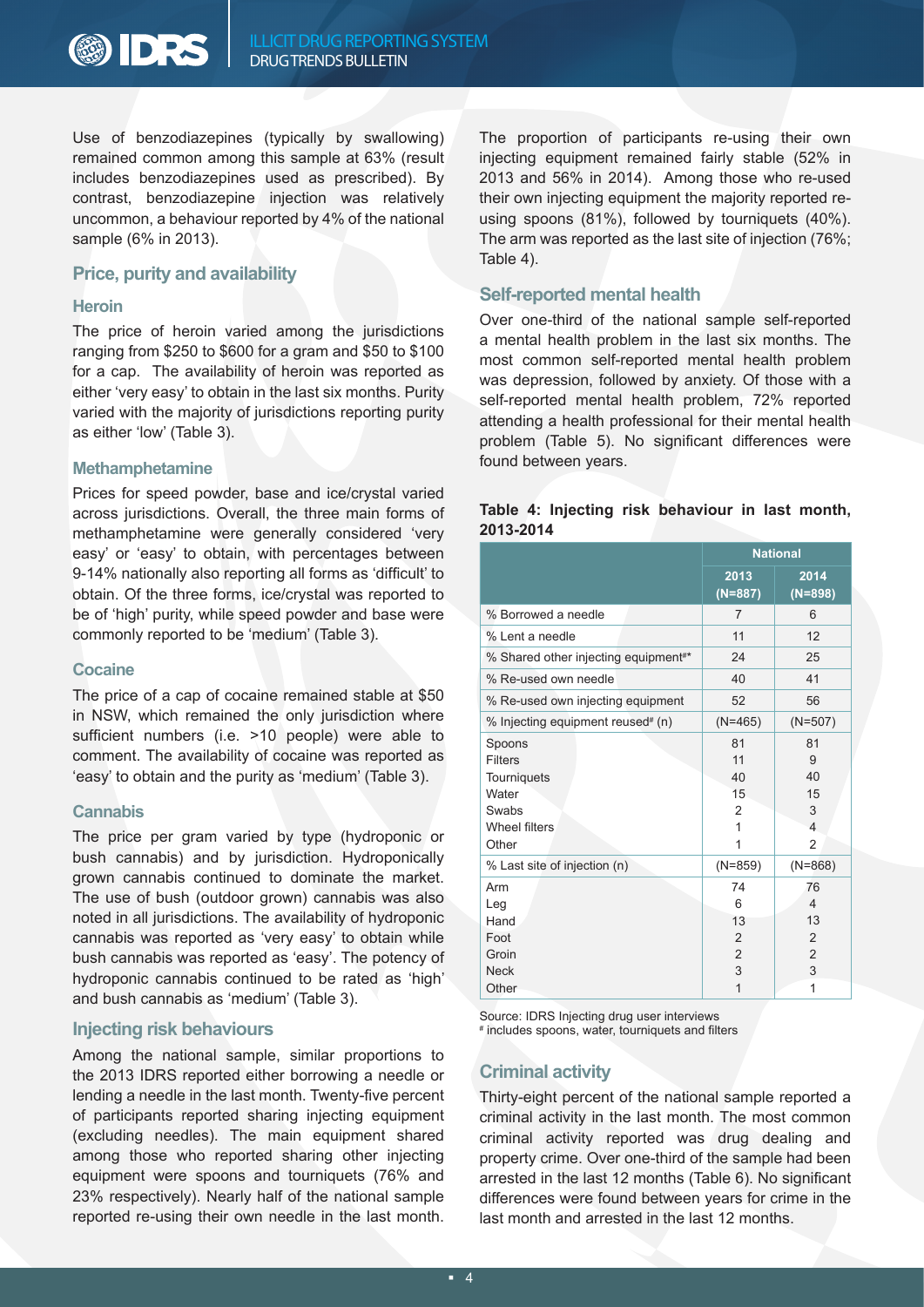Use of benzodiazepines (typically by swallowing) remained common among this sample at 63% (result includes benzodiazepines used as prescribed). By contrast, benzodiazepine injection was relatively uncommon, a behaviour reported by 4% of the national sample (6% in 2013).

## Price, purity and availability

### Heroin

The price of heroin varied among the jurisdictions ranging from $250 to $600 for a gram and $50 to $100 for a cap. The availability of heroin was reported as either 'very easy' to obtain in the last six months. Purity varied with the majority of jurisdictions reporting purity as either 'low' (Table 3).

### Methamphetamine

Prices for speed powder, base and ice/crystal varied across jurisdictions. Overall, the three main forms of methamphetamine were generally considered 'very easy' or 'easy' to obtain, with percentages between 9-14% nationally also reporting all forms as 'difficult' to obtain. Of the three forms, ice/crystal was reported to be of 'high' purity, while speed powder and base were commonly reported to be 'medium' (Table 3).

### Cocaine

The price of a cap of cocaine remained stable at $50 in NSW, which remained the only jurisdiction where sufficient numbers (i.e. >10 people) were able to comment. The availability of cocaine was reported as 'easy' to obtain and the purity as 'medium' (Table 3).

### Cannabis

The price per gram varied by type (hydroponic or bush cannabis) and by jurisdiction. Hydroponically grown cannabis continued to dominate the market. The use of bush (outdoor grown) cannabis was also noted in all jurisdictions. The availability of hydroponic cannabis was reported as 'very easy' to obtain while bush cannabis was reported as 'easy'. The potency of hydroponic cannabis continued to be rated as 'high' and bush cannabis as 'medium' (Table 3).

## Injecting risk behaviours

Among the national sample, similar proportions to the 2013 IDRS reported either borrowing a needle or lending a needle in the last month. Twenty-five percent of participants reported sharing injecting equipment (excluding needles). The main equipment shared among those who reported sharing other injecting equipment were spoons and tourniquets (76% and 23% respectively). Nearly half of the national sample reported re-using their own needle in the last month. The proportion of participants re-using their own injecting equipment remained fairly stable (52% in 2013 and 56% in 2014). Among those who re-used their own injecting equipment the majority reported re-using spoons (81%), followed by tourniquets (40%). The arm was reported as the last site of injection (76%; Table 4).

## Self-reported mental health

Over one-third of the national sample self-reported a mental health problem in the last six months. The most common self-reported mental health problem was depression, followed by anxiety. Of those with a self-reported mental health problem, 72% reported attending a health professional for their mental health problem (Table 5). No significant differences were found between years.

**Table 4: Injecting risk behaviour in last month, 2013-2014**

| | National | |
|---|---|---|
| | 2013 (N=887) | 2014 (N=898) |
| % Borrowed a needle | 7 | 6 |
| % Lent a needle | 11 | 12 |
| % Shared other injecting equipment#* | 24 | 25 |
| % Re-used own needle | 40 | 41 |
| % Re-used own injecting equipment | 52 | 56 |
| % Injecting equipment reused# (n) | (N=465) | (N=507) |
| Spoons | 81 | 81 |
| Filters | 11 | 9 |
| Tourniquets | 40 | 40 |
| Water | 15 | 15 |
| Swabs | 2 | 3 |
| Wheel filters | 1 | 4 |
| Other | 1 | 2 |
| % Last site of injection (n) | (N=859) | (N=868) |
| Arm | 74 | 76 |
| Leg | 6 | 4 |
| Hand | 13 | 13 |
| Foot | 2 | 2 |
| Groin | 2 | 2 |
| Neck | 3 | 3 |
| Other | 1 | 1 |

Source: IDRS Injecting drug user interviews
# includes spoons, water, tourniquets and filters

## Criminal activity

Thirty-eight percent of the national sample reported a criminal activity in the last month. The most common criminal activity reported was drug dealing and property crime. Over one-third of the sample had been arrested in the last 12 months (Table 6). No significant differences were found between years for crime in the last month and arrested in the last 12 months.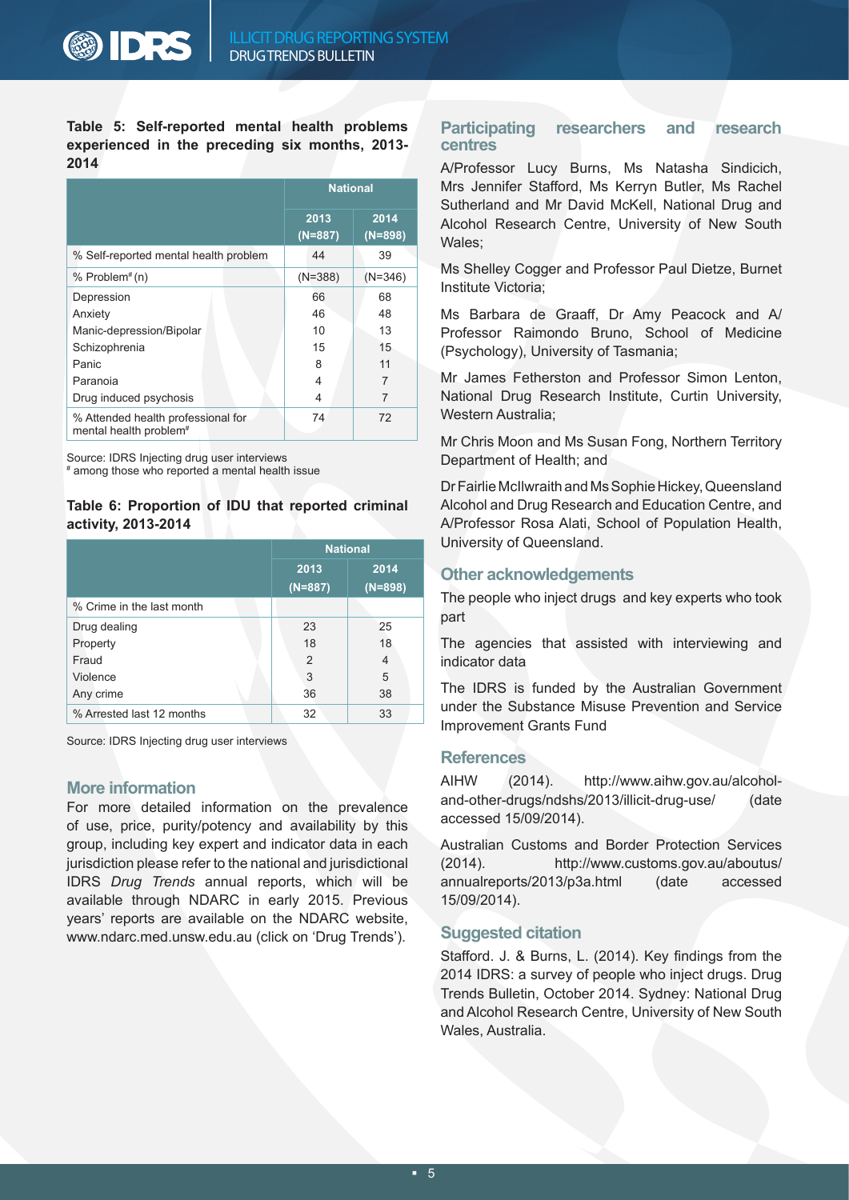**Table 5: Self-reported mental health problems experienced in the preceding six months, 2013-2014**

| | National | |
|---|---|---|
| | 2013 (N=887) | 2014 (N=898) |
| % Self-reported mental health problem | 44 | 39 |
| % Problem[#] (n) | (N=388) | (N=346) |
| Depression | 66 | 68 |
| Anxiety | 46 | 48 |
| Manic-depression/Bipolar | 10 | 13 |
| Schizophrenia | 15 | 15 |
| Panic | 8 | 11 |
| Paranoia | 4 | 7 |
| Drug induced psychosis | 4 | 7 |
| % Attended health professional for mental health problem[#] | 74 | 72 |

Source: IDRS Injecting drug user interviews
[#] among those who reported a mental health issue

**Table 6: Proportion of IDU that reported criminal activity, 2013-2014**

| | National | |
|---|---|---|
| | 2013 (N=887) | 2014 (N=898) |
| % Crime in the last month | | |
| Drug dealing | 23 | 25 |
| Property | 18 | 18 |
| Fraud | 2 | 4 |
| Violence | 3 | 5 |
| Any crime | 36 | 38 |
| % Arrested last 12 months | 32 | 33 |

Source: IDRS Injecting drug user interviews

## More information

For more detailed information on the prevalence of use, price, purity/potency and availability by this group, including key expert and indicator data in each jurisdiction please refer to the national and jurisdictional IDRS *Drug Trends* annual reports, which will be available through NDARC in early 2015. Previous years' reports are available on the NDARC website, www.ndarc.med.unsw.edu.au (click on 'Drug Trends').

## Participating researchers and research centres

A/Professor Lucy Burns, Ms Natasha Sindicich, Mrs Jennifer Stafford, Ms Kerryn Butler, Ms Rachel Sutherland and Mr David McKell, National Drug and Alcohol Research Centre, University of New South Wales;

Ms Shelley Cogger and Professor Paul Dietze, Burnet Institute Victoria;

Ms Barbara de Graaff, Dr Amy Peacock and A/Professor Raimondo Bruno, School of Medicine (Psychology), University of Tasmania;

Mr James Fetherston and Professor Simon Lenton, National Drug Research Institute, Curtin University, Western Australia;

Mr Chris Moon and Ms Susan Fong, Northern Territory Department of Health; and

Dr Fairlie McIlwraith and Ms Sophie Hickey, Queensland Alcohol and Drug Research and Education Centre, and A/Professor Rosa Alati, School of Population Health, University of Queensland.

## Other acknowledgements

The people who inject drugs and key experts who took part

The agencies that assisted with interviewing and indicator data

The IDRS is funded by the Australian Government under the Substance Misuse Prevention and Service Improvement Grants Fund

## References

AIHW (2014). http://www.aihw.gov.au/alcohol-and-other-drugs/ndshs/2013/illicit-drug-use/ (date accessed 15/09/2014).

Australian Customs and Border Protection Services (2014). http://www.customs.gov.au/aboutus/annualreports/2013/p3a.html (date accessed 15/09/2014).

## Suggested citation

Stafford. J. & Burns, L. (2014). Key findings from the 2014 IDRS: a survey of people who inject drugs. Drug Trends Bulletin, October 2014. Sydney: National Drug and Alcohol Research Centre, University of New South Wales, Australia.